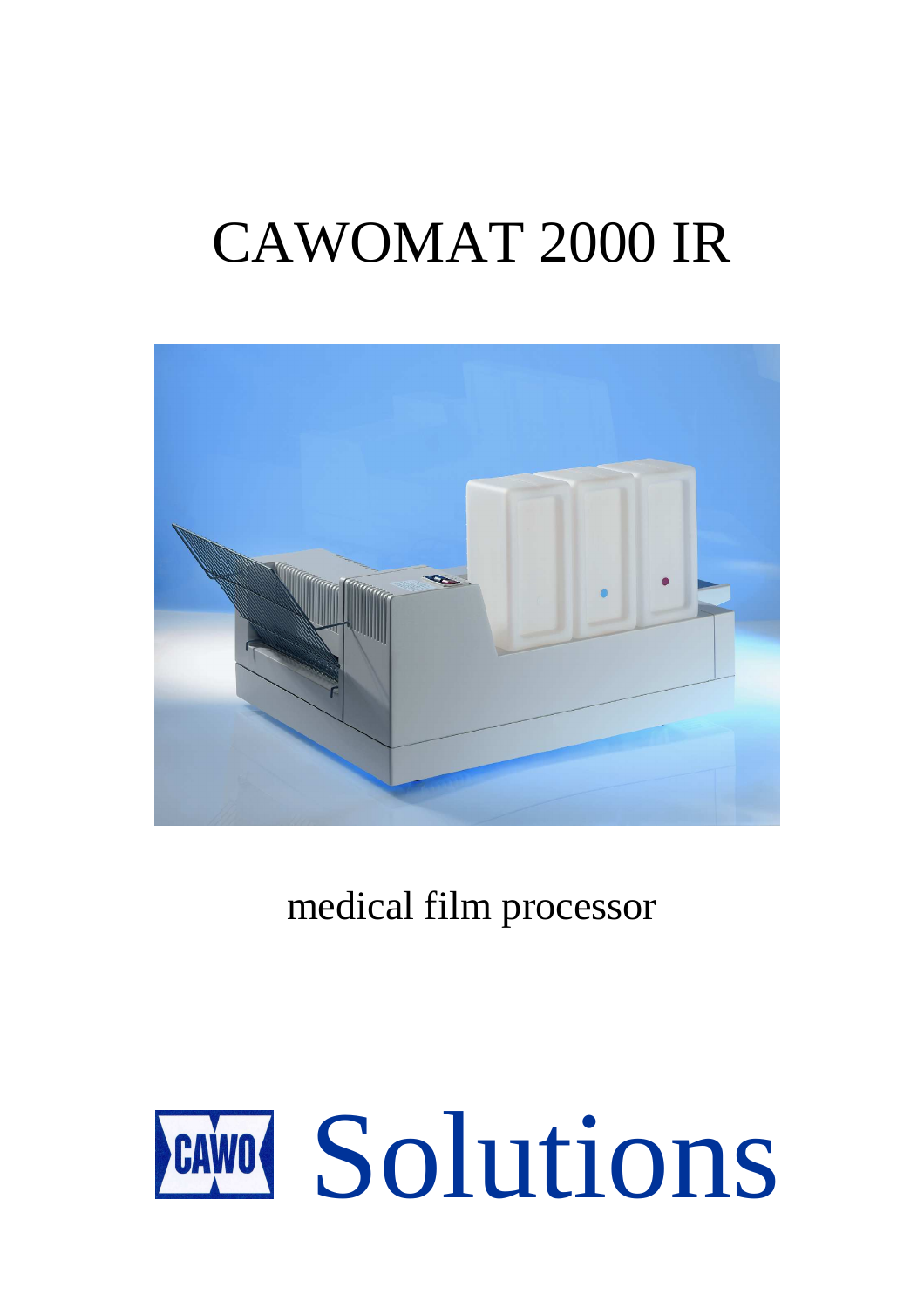# CAWOMAT 2000 IR

medical film processor

CAWO Solutions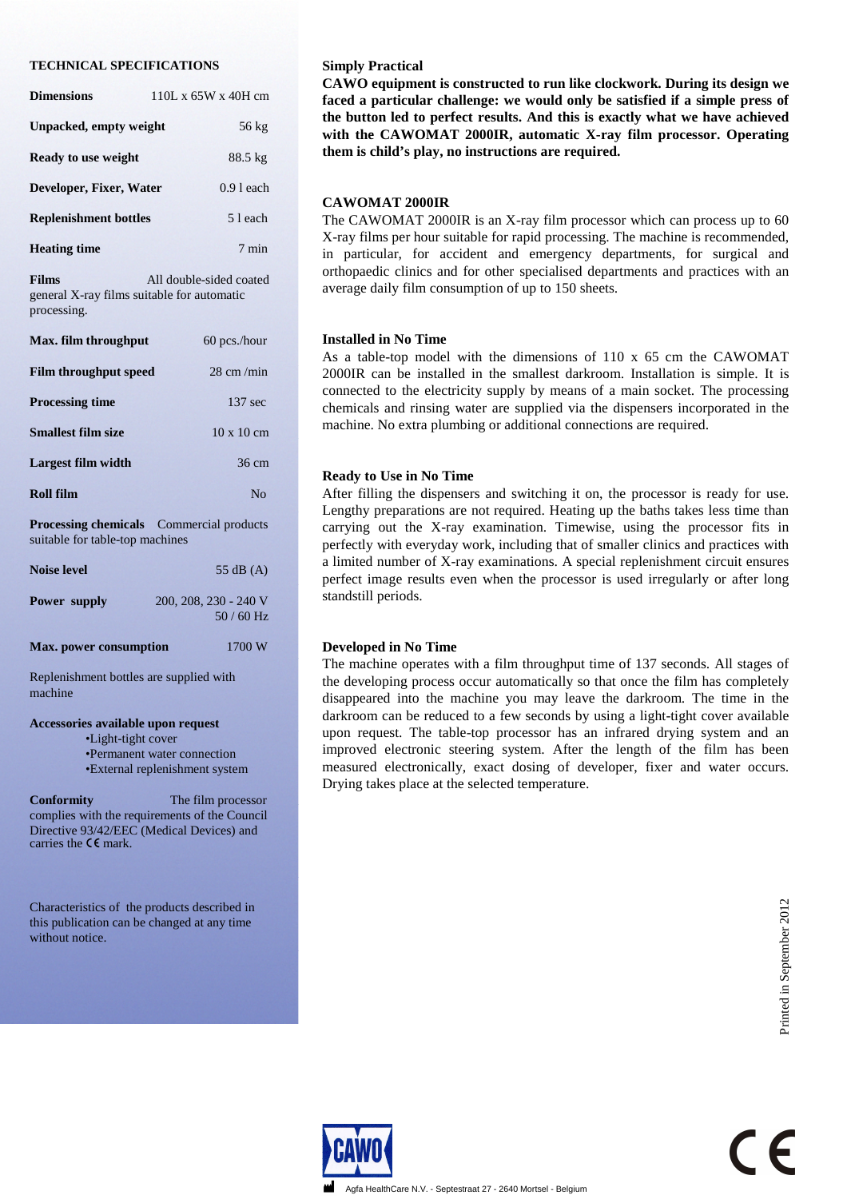## TECHNICAL SPECIFICATIONS

| | |
|---|---|
| **Dimensions** | 110L x 65W x 40H cm |
| **Unpacked, empty weight** | 56 kg |
| **Ready to use weight** | 88.5 kg |
| **Developer, Fixer, Water** | 0.9 l each |
| **Replenishment bottles** | 5 l each |
| **Heating time** | 7 min |

**Films** All double-sided coated general X-ray films suitable for automatic processing.

| | |
|---|---|
| **Max. film throughput** | 60 pcs./hour |
| **Film throughput speed** | 28 cm /min |
| **Processing time** | 137 sec |
| **Smallest film size** | 10 x 10 cm |
| **Largest film width** | 36 cm |
| **Roll film** | No |

**Processing chemicals** Commercial products suitable for table-top machines

| | |
|---|---|
| **Noise level** | 55 dB (A) |
| **Power supply** | 200, 208, 230 - 240 V 50 / 60 Hz |
| **Max. power consumption** | 1700 W |

Replenishment bottles are supplied with machine

**Accessories available upon request**

- Light-tight cover
- Permanent water connection
- External replenishment system

**Conformity** The film processor complies with the requirements of the Council Directive 93/42/EEC (Medical Devices) and carries the CE mark.

Characteristics of the products described in this publication can be changed at any time without notice.

### Simply Practical

**CAWO equipment is constructed to run like clockwork. During its design we faced a particular challenge: we would only be satisfied if a simple press of the button led to perfect results. And this is exactly what we have achieved with the CAWOMAT 2000IR, automatic X-ray film processor. Operating them is child's play, no instructions are required.**

### CAWOMAT 2000IR

The CAWOMAT 2000IR is an X-ray film processor which can process up to 60 X-ray films per hour suitable for rapid processing. The machine is recommended, in particular, for accident and emergency departments, for surgical and orthopaedic clinics and for other specialised departments and practices with an average daily film consumption of up to 150 sheets.

### Installed in No Time

As a table-top model with the dimensions of 110 x 65 cm the CAWOMAT 2000IR can be installed in the smallest darkroom. Installation is simple. It is connected to the electricity supply by means of a main socket. The processing chemicals and rinsing water are supplied via the dispensers incorporated in the machine. No extra plumbing or additional connections are required.

### Ready to Use in No Time

After filling the dispensers and switching it on, the processor is ready for use. Lengthy preparations are not required. Heating up the baths takes less time than carrying out the X-ray examination. Timewise, using the processor fits in perfectly with everyday work, including that of smaller clinics and practices with a limited number of X-ray examinations. A special replenishment circuit ensures perfect image results even when the processor is used irregularly or after long standstill periods.

### Developed in No Time

The machine operates with a film throughput time of 137 seconds. All stages of the developing process occur automatically so that once the film has completely disappeared into the machine you may leave the darkroom. The time in the darkroom can be reduced to a few seconds by using a light-tight cover available upon request. The table-top processor has an infrared drying system and an improved electronic steering system. After the length of the film has been measured electronically, exact dosing of developer, fixer and water occurs. Drying takes place at the selected temperature.

Printed in September 2012

CAWO

Agfa HealthCare N.V. - Septestraat 27 - 2640 Mortsel - Belgium

CE